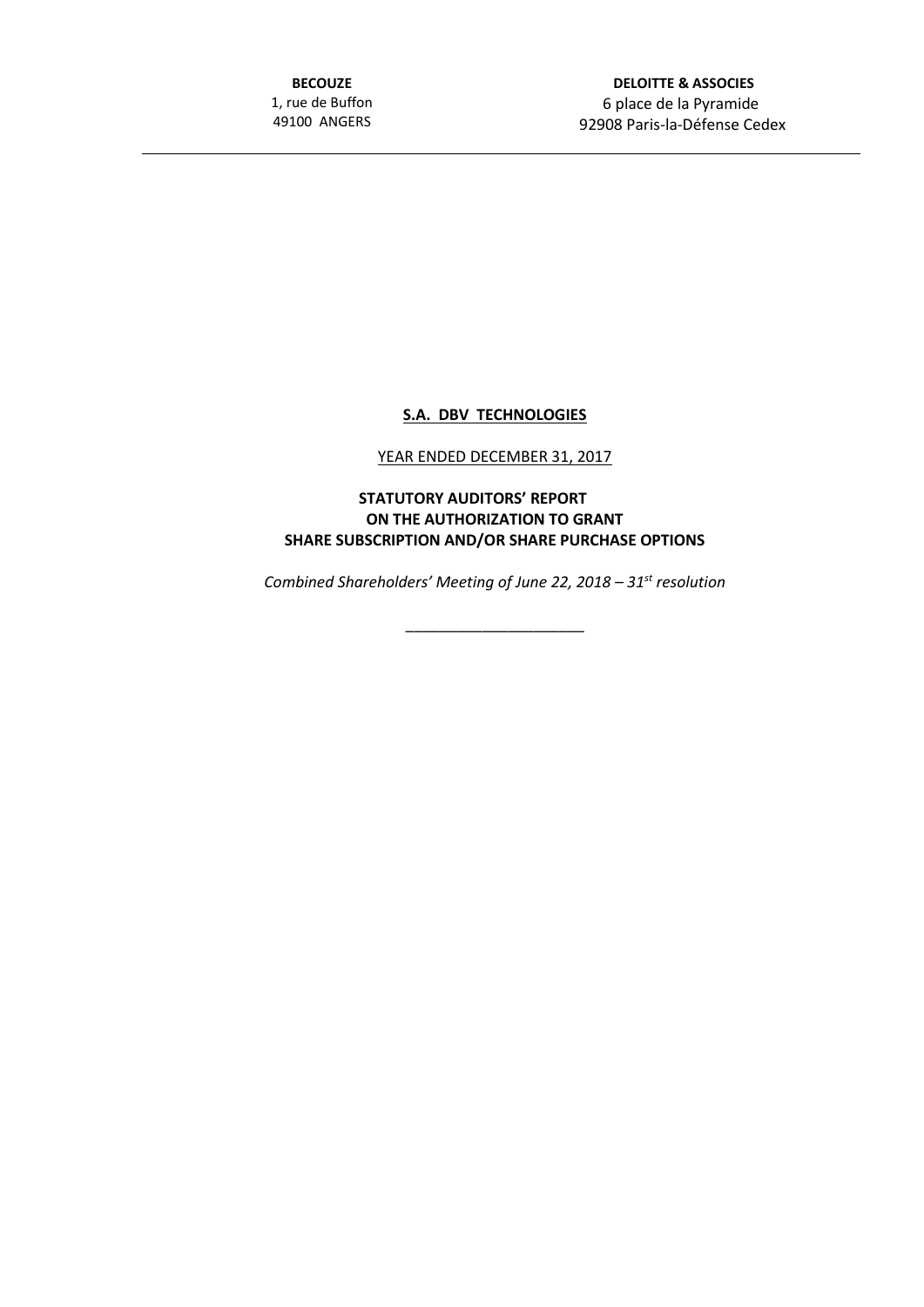**BECOUZE**
1, rue de Buffon
49100 ANGERS

**DELOITTE & ASSOCIES**
6 place de la Pyramide
92908 Paris-la-Défense Cedex

---

**S.A. DBV TECHNOLOGIES**

YEAR ENDED DECEMBER 31, 2017

**STATUTORY AUDITORS' REPORT ON THE AUTHORIZATION TO GRANT SHARE SUBSCRIPTION AND/OR SHARE PURCHASE OPTIONS**

*Combined Shareholders' Meeting of June 22, 2018 – 31st resolution*

______________________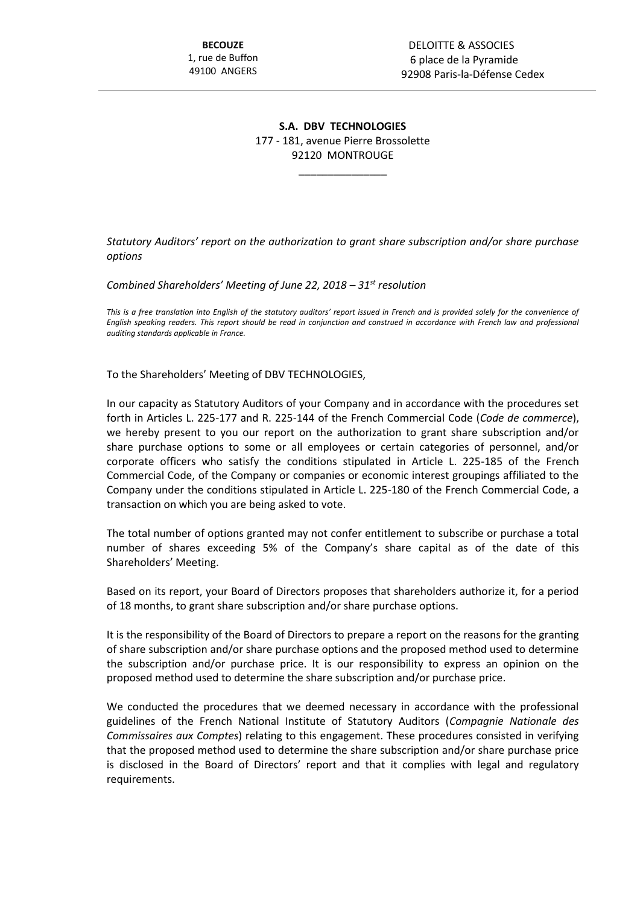BECOUZE
1, rue de Buffon
49100 ANGERS

DELOITTE & ASSOCIES
6 place de la Pyramide
92908 Paris-la-Défense Cedex

**S.A. DBV TECHNOLOGIES**
177 - 181, avenue Pierre Brossolette
92120 MONTROUGE

*Statutory Auditors' report on the authorization to grant share subscription and/or share purchase options*

*Combined Shareholders' Meeting of June 22, 2018 – 31st resolution*

*This is a free translation into English of the statutory auditors' report issued in French and is provided solely for the convenience of English speaking readers. This report should be read in conjunction and construed in accordance with French law and professional auditing standards applicable in France.*

To the Shareholders' Meeting of DBV TECHNOLOGIES,

In our capacity as Statutory Auditors of your Company and in accordance with the procedures set forth in Articles L. 225-177 and R. 225-144 of the French Commercial Code (*Code de commerce*), we hereby present to you our report on the authorization to grant share subscription and/or share purchase options to some or all employees or certain categories of personnel, and/or corporate officers who satisfy the conditions stipulated in Article L. 225-185 of the French Commercial Code, of the Company or companies or economic interest groupings affiliated to the Company under the conditions stipulated in Article L. 225-180 of the French Commercial Code, a transaction on which you are being asked to vote.

The total number of options granted may not confer entitlement to subscribe or purchase a total number of shares exceeding 5% of the Company's share capital as of the date of this Shareholders' Meeting.

Based on its report, your Board of Directors proposes that shareholders authorize it, for a period of 18 months, to grant share subscription and/or share purchase options.

It is the responsibility of the Board of Directors to prepare a report on the reasons for the granting of share subscription and/or share purchase options and the proposed method used to determine the subscription and/or purchase price. It is our responsibility to express an opinion on the proposed method used to determine the share subscription and/or purchase price.

We conducted the procedures that we deemed necessary in accordance with the professional guidelines of the French National Institute of Statutory Auditors (*Compagnie Nationale des Commissaires aux Comptes*) relating to this engagement. These procedures consisted in verifying that the proposed method used to determine the share subscription and/or share purchase price is disclosed in the Board of Directors' report and that it complies with legal and regulatory requirements.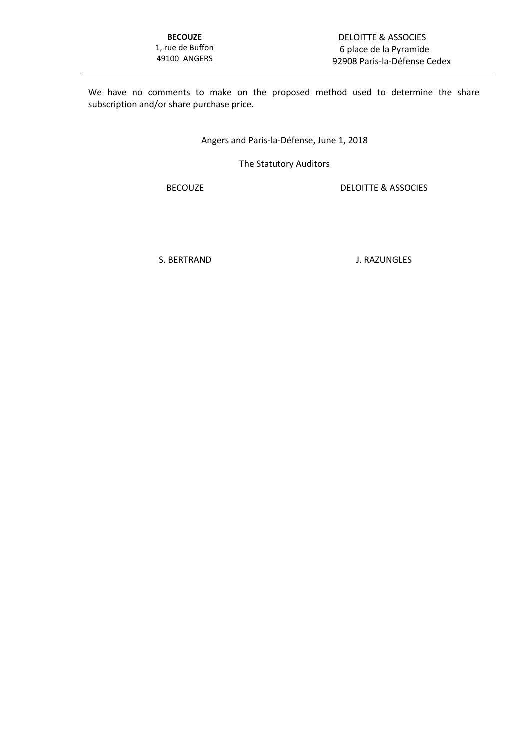We have no comments to make on the proposed method used to determine the share subscription and/or share purchase price.

Angers and Paris-la-Défense, June 1, 2018

The Statutory Auditors

BECOUZE

S. BERTRAND

DELOITTE & ASSOCIES

J. RAZUNGLES